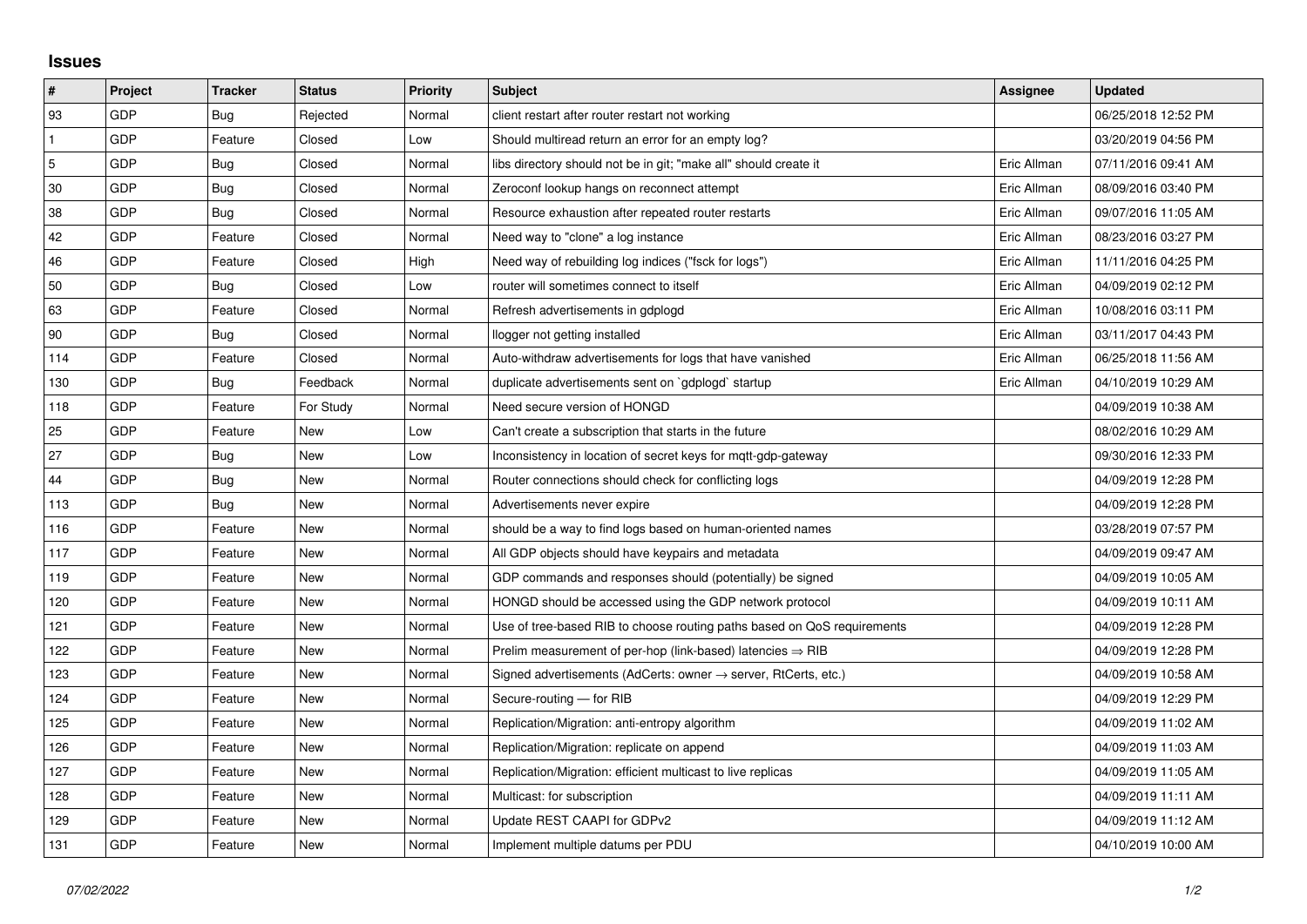## Issues

| # | Project | Tracker | Status | Priority | Subject | Assignee | Updated |
|---|---|---|---|---|---|---|---|
| 93 | GDP | Bug | Rejected | Normal | client restart after router restart not working | | 06/25/2018 12:52 PM |
| 1 | GDP | Feature | Closed | Low | Should multiread return an error for an empty log? | | 03/20/2019 04:56 PM |
| 5 | GDP | Bug | Closed | Normal | libs directory should not be in git; "make all" should create it | Eric Allman | 07/11/2016 09:41 AM |
| 30 | GDP | Bug | Closed | Normal | Zeroconf lookup hangs on reconnect attempt | Eric Allman | 08/09/2016 03:40 PM |
| 38 | GDP | Bug | Closed | Normal | Resource exhaustion after repeated router restarts | Eric Allman | 09/07/2016 11:05 AM |
| 42 | GDP | Feature | Closed | Normal | Need way to "clone" a log instance | Eric Allman | 08/23/2016 03:27 PM |
| 46 | GDP | Feature | Closed | High | Need way of rebuilding log indices ("fsck for logs") | Eric Allman | 11/11/2016 04:25 PM |
| 50 | GDP | Bug | Closed | Low | router will sometimes connect to itself | Eric Allman | 04/09/2019 02:12 PM |
| 63 | GDP | Feature | Closed | Normal | Refresh advertisements in gdplogd | Eric Allman | 10/08/2016 03:11 PM |
| 90 | GDP | Bug | Closed | Normal | llogger not getting installed | Eric Allman | 03/11/2017 04:43 PM |
| 114 | GDP | Feature | Closed | Normal | Auto-withdraw advertisements for logs that have vanished | Eric Allman | 06/25/2018 11:56 AM |
| 130 | GDP | Bug | Feedback | Normal | duplicate advertisements sent on `gdplogd` startup | Eric Allman | 04/10/2019 10:29 AM |
| 118 | GDP | Feature | For Study | Normal | Need secure version of HONGD | | 04/09/2019 10:38 AM |
| 25 | GDP | Feature | New | Low | Can't create a subscription that starts in the future | | 08/02/2016 10:29 AM |
| 27 | GDP | Bug | New | Low | Inconsistency in location of secret keys for mqtt-gdp-gateway | | 09/30/2016 12:33 PM |
| 44 | GDP | Bug | New | Normal | Router connections should check for conflicting logs | | 04/09/2019 12:28 PM |
| 113 | GDP | Bug | New | Normal | Advertisements never expire | | 04/09/2019 12:28 PM |
| 116 | GDP | Feature | New | Normal | should be a way to find logs based on human-oriented names | | 03/28/2019 07:57 PM |
| 117 | GDP | Feature | New | Normal | All GDP objects should have keypairs and metadata | | 04/09/2019 09:47 AM |
| 119 | GDP | Feature | New | Normal | GDP commands and responses should (potentially) be signed | | 04/09/2019 10:05 AM |
| 120 | GDP | Feature | New | Normal | HONGD should be accessed using the GDP network protocol | | 04/09/2019 10:11 AM |
| 121 | GDP | Feature | New | Normal | Use of tree-based RIB to choose routing paths based on QoS requirements | | 04/09/2019 12:28 PM |
| 122 | GDP | Feature | New | Normal | Prelim measurement of per-hop (link-based) latencies ⇒ RIB | | 04/09/2019 12:28 PM |
| 123 | GDP | Feature | New | Normal | Signed advertisements (AdCerts: owner → server, RtCerts, etc.) | | 04/09/2019 10:58 AM |
| 124 | GDP | Feature | New | Normal | Secure-routing — for RIB | | 04/09/2019 12:29 PM |
| 125 | GDP | Feature | New | Normal | Replication/Migration: anti-entropy algorithm | | 04/09/2019 11:02 AM |
| 126 | GDP | Feature | New | Normal | Replication/Migration: replicate on append | | 04/09/2019 11:03 AM |
| 127 | GDP | Feature | New | Normal | Replication/Migration: efficient multicast to live replicas | | 04/09/2019 11:05 AM |
| 128 | GDP | Feature | New | Normal | Multicast: for subscription | | 04/09/2019 11:11 AM |
| 129 | GDP | Feature | New | Normal | Update REST CAAPI for GDPv2 | | 04/09/2019 11:12 AM |
| 131 | GDP | Feature | New | Normal | Implement multiple datums per PDU | | 04/10/2019 10:00 AM |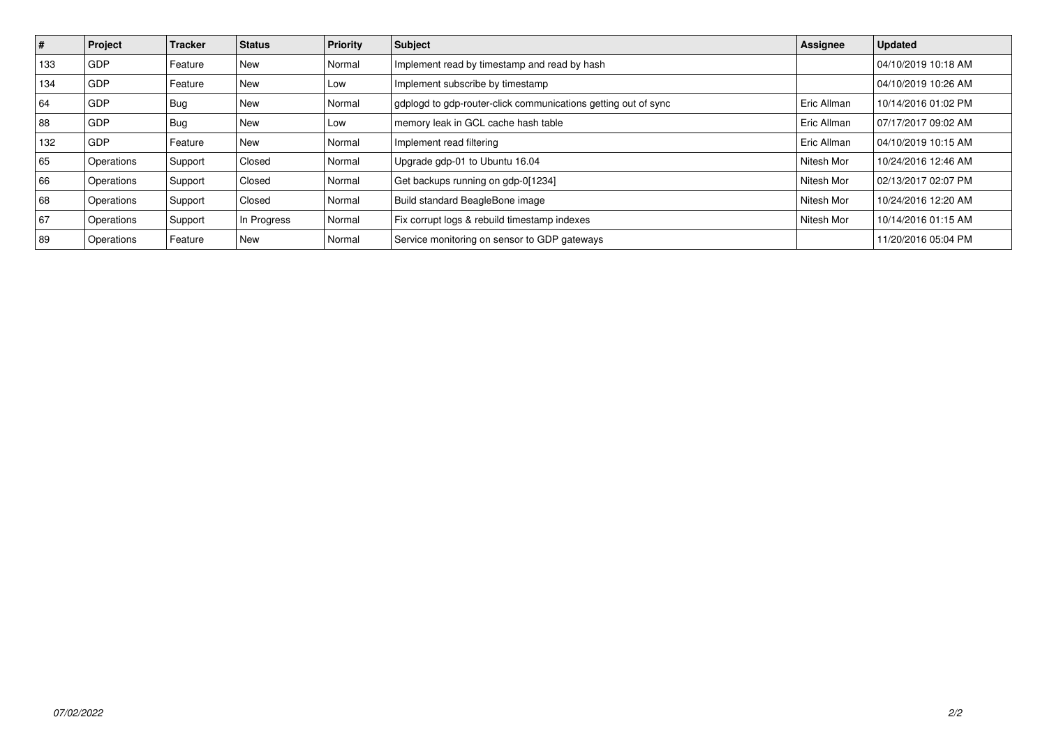| # | Project | Tracker | Status | Priority | Subject | Assignee | Updated |
|---|---|---|---|---|---|---|---|
| 133 | GDP | Feature | New | Normal | Implement read by timestamp and read by hash | | 04/10/2019 10:18 AM |
| 134 | GDP | Feature | New | Low | Implement subscribe by timestamp | | 04/10/2019 10:26 AM |
| 64 | GDP | Bug | New | Normal | gdplogd to gdp-router-click communications getting out of sync | Eric Allman | 10/14/2016 01:02 PM |
| 88 | GDP | Bug | New | Low | memory leak in GCL cache hash table | Eric Allman | 07/17/2017 09:02 AM |
| 132 | GDP | Feature | New | Normal | Implement read filtering | Eric Allman | 04/10/2019 10:15 AM |
| 65 | Operations | Support | Closed | Normal | Upgrade gdp-01 to Ubuntu 16.04 | Nitesh Mor | 10/24/2016 12:46 AM |
| 66 | Operations | Support | Closed | Normal | Get backups running on gdp-0[1234] | Nitesh Mor | 02/13/2017 02:07 PM |
| 68 | Operations | Support | Closed | Normal | Build standard BeagleBone image | Nitesh Mor | 10/24/2016 12:20 AM |
| 67 | Operations | Support | In Progress | Normal | Fix corrupt logs & rebuild timestamp indexes | Nitesh Mor | 10/14/2016 01:15 AM |
| 89 | Operations | Feature | New | Normal | Service monitoring on sensor to GDP gateways | | 11/20/2016 05:04 PM |